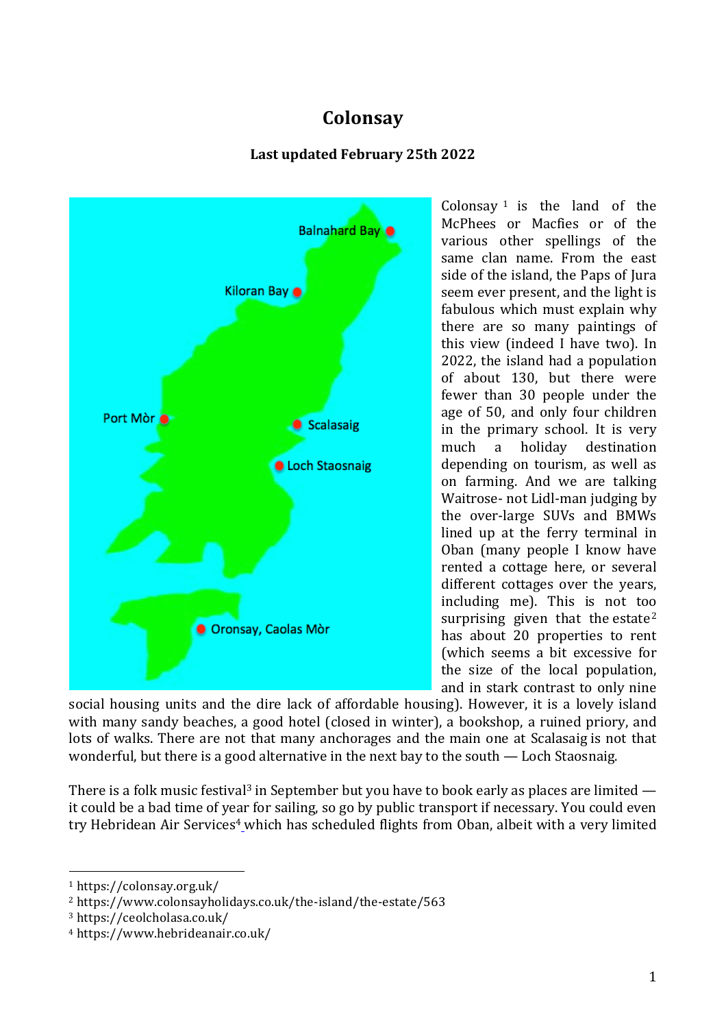# Colonsay

**Last updated February 25th 2022**

Colonsay[1] is the land of the McPhees or Macfies or of the various other spellings of the same clan name. From the east side of the island, the Paps of Jura seem ever present, and the light is fabulous which must explain why there are so many paintings of this view (indeed I have two). In 2022, the island had a population of about 130, but there were fewer than 30 people under the age of 50, and only four children in the primary school. It is very much a holiday destination depending on tourism, as well as on farming. And we are talking Waitrose- not Lidl-man judging by the over-large SUVs and BMWs lined up at the ferry terminal in Oban (many people I know have rented a cottage here, or several different cottages over the years, including me). This is not too surprising given that the estate[2] has about 20 properties to rent (which seems a bit excessive for the size of the local population, and in stark contrast to only nine social housing units and the dire lack of affordable housing). However, it is a lovely island with many sandy beaches, a good hotel (closed in winter), a bookshop, a ruined priory, and lots of walks. There are not that many anchorages and the main one at Scalasaig is not that wonderful, but there is a good alternative in the next bay to the south — Loch Staosnaig.

There is a folk music festival[3] in September but you have to book early as places are limited — it could be a bad time of year for sailing, so go by public transport if necessary. You could even try Hebridean Air Services[4] which has scheduled flights from Oban, albeit with a very limited

[1] https://colonsay.org.uk/

[2] https://www.colonsayholidays.co.uk/the-island/the-estate/563

[3] https://ceolcholasa.co.uk/

[4] https://www.hebrideanair.co.uk/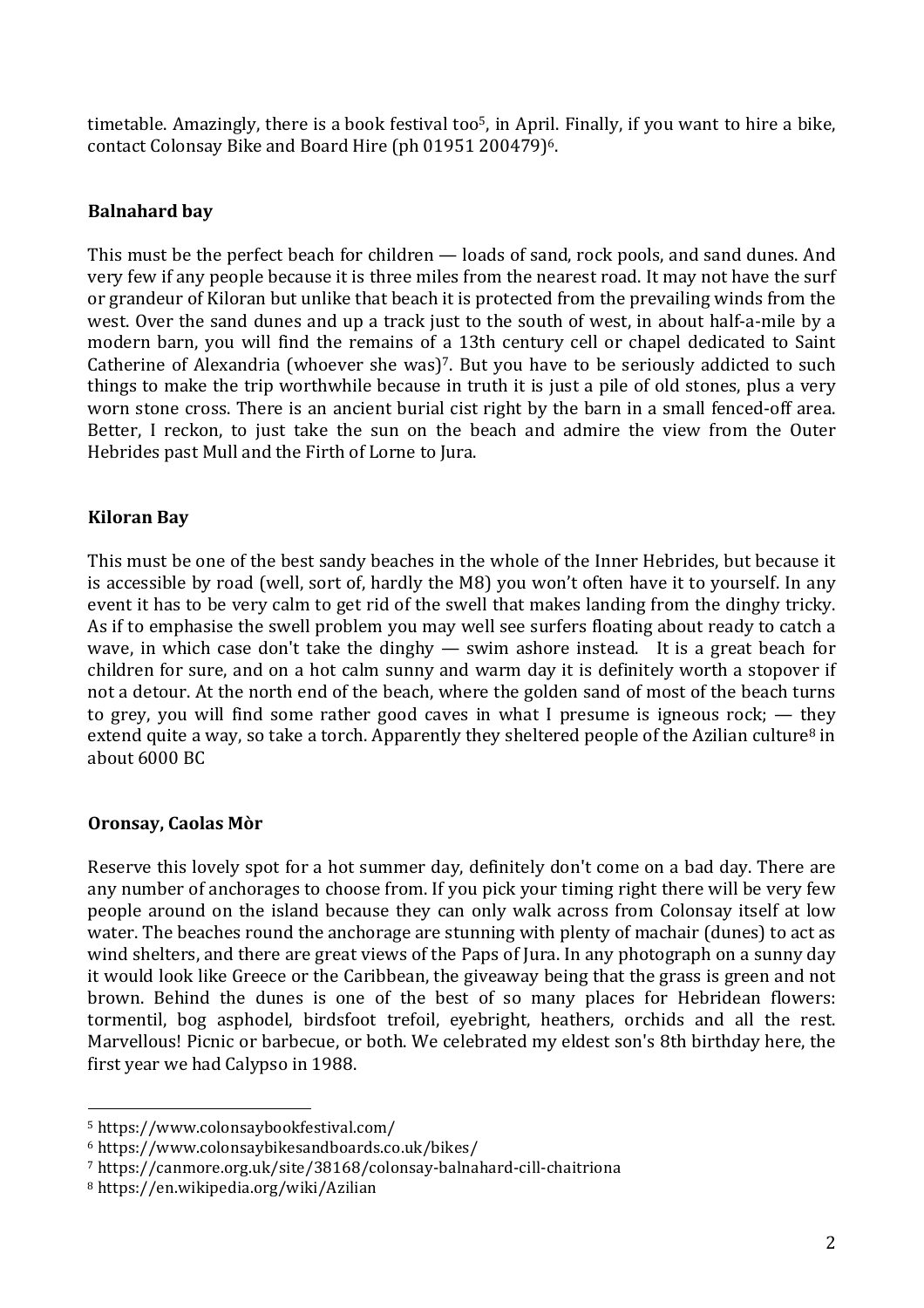timetable. Amazingly, there is a book festival too[5], in April. Finally, if you want to hire a bike, contact Colonsay Bike and Board Hire (ph 01951 200479)[6].

**Balnahard bay**

This must be the perfect beach for children — loads of sand, rock pools, and sand dunes. And very few if any people because it is three miles from the nearest road. It may not have the surf or grandeur of Kiloran but unlike that beach it is protected from the prevailing winds from the west. Over the sand dunes and up a track just to the south of west, in about half-a-mile by a modern barn, you will find the remains of a 13th century cell or chapel dedicated to Saint Catherine of Alexandria (whoever she was)[7]. But you have to be seriously addicted to such things to make the trip worthwhile because in truth it is just a pile of old stones, plus a very worn stone cross. There is an ancient burial cist right by the barn in a small fenced-off area. Better, I reckon, to just take the sun on the beach and admire the view from the Outer Hebrides past Mull and the Firth of Lorne to Jura.

**Kiloran Bay**

This must be one of the best sandy beaches in the whole of the Inner Hebrides, but because it is accessible by road (well, sort of, hardly the M8) you won't often have it to yourself. In any event it has to be very calm to get rid of the swell that makes landing from the dinghy tricky. As if to emphasise the swell problem you may well see surfers floating about ready to catch a wave, in which case don't take the dinghy — swim ashore instead. It is a great beach for children for sure, and on a hot calm sunny and warm day it is definitely worth a stopover if not a detour. At the north end of the beach, where the golden sand of most of the beach turns to grey, you will find some rather good caves in what I presume is igneous rock; — they extend quite a way, so take a torch. Apparently they sheltered people of the Azilian culture[8] in about 6000 BC

**Oronsay, Caolas Mòr**

Reserve this lovely spot for a hot summer day, definitely don't come on a bad day. There are any number of anchorages to choose from. If you pick your timing right there will be very few people around on the island because they can only walk across from Colonsay itself at low water. The beaches round the anchorage are stunning with plenty of machair (dunes) to act as wind shelters, and there are great views of the Paps of Jura. In any photograph on a sunny day it would look like Greece or the Caribbean, the giveaway being that the grass is green and not brown. Behind the dunes is one of the best of so many places for Hebridean flowers: tormentil, bog asphodel, birdsfoot trefoil, eyebright, heathers, orchids and all the rest. Marvellous! Picnic or barbecue, or both. We celebrated my eldest son's 8th birthday here, the first year we had Calypso in 1988.

---

[5] https://www.colonsaybookfestival.com/

[6] https://www.colonsaybikesandboards.co.uk/bikes/

[7] https://canmore.org.uk/site/38168/colonsay-balnahard-cill-chaitriona

[8] https://en.wikipedia.org/wiki/Azilian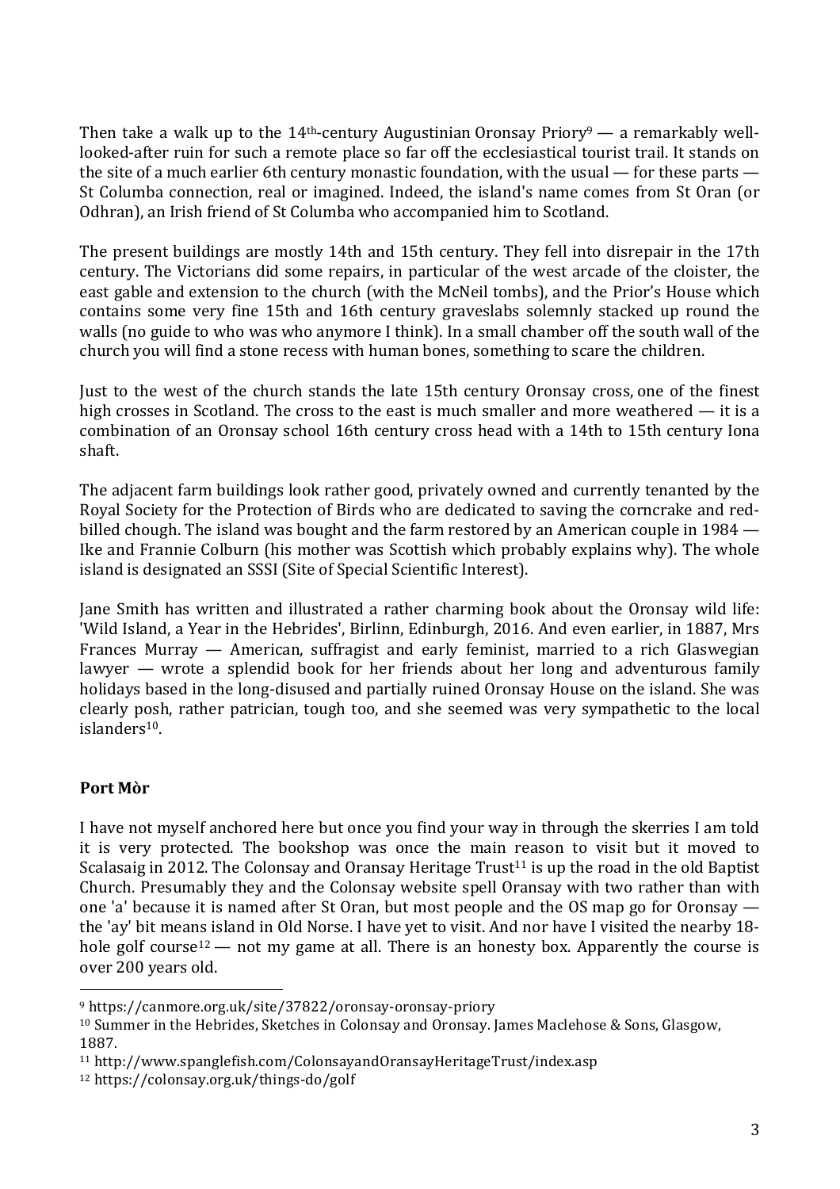Then take a walk up to the 14th-century Augustinian Oronsay Priory[9] — a remarkably well-looked-after ruin for such a remote place so far off the ecclesiastical tourist trail. It stands on the site of a much earlier 6th century monastic foundation, with the usual — for these parts — St Columba connection, real or imagined. Indeed, the island's name comes from St Oran (or Odhran), an Irish friend of St Columba who accompanied him to Scotland.

The present buildings are mostly 14th and 15th century. They fell into disrepair in the 17th century. The Victorians did some repairs, in particular of the west arcade of the cloister, the east gable and extension to the church (with the McNeil tombs), and the Prior's House which contains some very fine 15th and 16th century graveslabs solemnly stacked up round the walls (no guide to who was who anymore I think). In a small chamber off the south wall of the church you will find a stone recess with human bones, something to scare the children.

Just to the west of the church stands the late 15th century Oronsay cross, one of the finest high crosses in Scotland. The cross to the east is much smaller and more weathered — it is a combination of an Oronsay school 16th century cross head with a 14th to 15th century Iona shaft.

The adjacent farm buildings look rather good, privately owned and currently tenanted by the Royal Society for the Protection of Birds who are dedicated to saving the corncrake and red-billed chough. The island was bought and the farm restored by an American couple in 1984 — Ike and Frannie Colburn (his mother was Scottish which probably explains why). The whole island is designated an SSSI (Site of Special Scientific Interest).

Jane Smith has written and illustrated a rather charming book about the Oronsay wild life: 'Wild Island, a Year in the Hebrides', Birlinn, Edinburgh, 2016. And even earlier, in 1887, Mrs Frances Murray — American, suffragist and early feminist, married to a rich Glaswegian lawyer — wrote a splendid book for her friends about her long and adventurous family holidays based in the long-disused and partially ruined Oronsay House on the island. She was clearly posh, rather patrician, tough too, and she seemed was very sympathetic to the local islanders[10].

## Port Mòr

I have not myself anchored here but once you find your way in through the skerries I am told it is very protected. The bookshop was once the main reason to visit but it moved to Scalasaig in 2012. The Colonsay and Oransay Heritage Trust[11] is up the road in the old Baptist Church. Presumably they and the Colonsay website spell Oransay with two rather than with one 'a' because it is named after St Oran, but most people and the OS map go for Oronsay — the 'ay' bit means island in Old Norse. I have yet to visit. And nor have I visited the nearby 18-hole golf course[12] — not my game at all. There is an honesty box. Apparently the course is over 200 years old.

---

[9] https://canmore.org.uk/site/37822/oronsay-oronsay-priory

[10] Summer in the Hebrides, Sketches in Colonsay and Oronsay. James Maclehose & Sons, Glasgow, 1887.

[11] http://www.spanglefish.com/ColonsayandOransayHeritageTrust/index.asp

[12] https://colonsay.org.uk/things-do/golf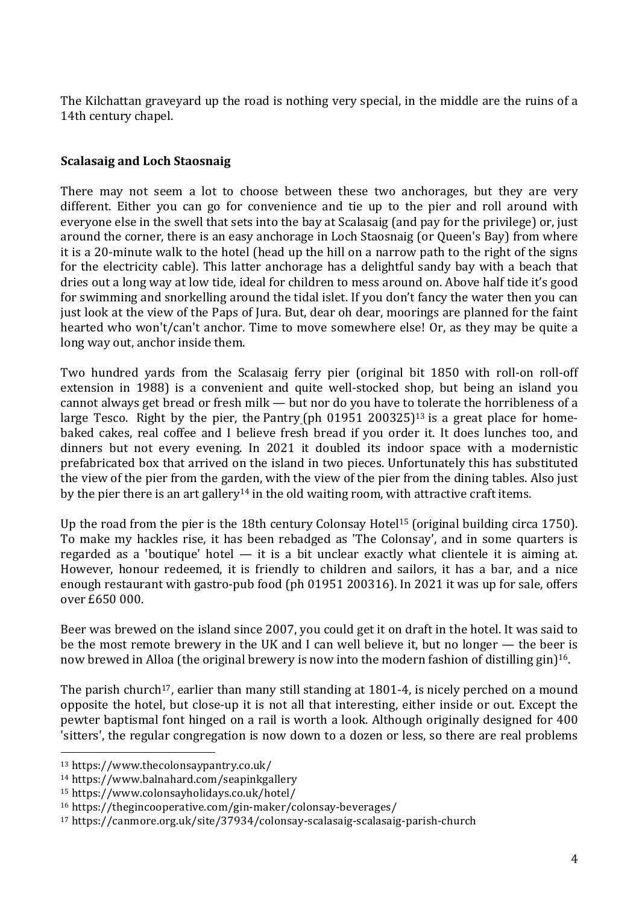The Kilchattan graveyard up the road is nothing very special, in the middle are the ruins of a 14th century chapel.

**Scalasaig and Loch Staosnaig**

There may not seem a lot to choose between these two anchorages, but they are very different. Either you can go for convenience and tie up to the pier and roll around with everyone else in the swell that sets into the bay at Scalasaig (and pay for the privilege) or, just around the corner, there is an easy anchorage in Loch Staosnaig (or Queen's Bay) from where it is a 20-minute walk to the hotel (head up the hill on a narrow path to the right of the signs for the electricity cable). This latter anchorage has a delightful sandy bay with a beach that dries out a long way at low tide, ideal for children to mess around on. Above half tide it's good for swimming and snorkelling around the tidal islet. If you don't fancy the water then you can just look at the view of the Paps of Jura. But, dear oh dear, moorings are planned for the faint hearted who won't/can't anchor. Time to move somewhere else! Or, as they may be quite a long way out, anchor inside them.

Two hundred yards from the Scalasaig ferry pier (original bit 1850 with roll-on roll-off extension in 1988) is a convenient and quite well-stocked shop, but being an island you cannot always get bread or fresh milk — but nor do you have to tolerate the horribleness of a large Tesco. Right by the pier, the Pantry (ph 01951 200325)[13] is a great place for home-baked cakes, real coffee and I believe fresh bread if you order it. It does lunches too, and dinners but not every evening. In 2021 it doubled its indoor space with a modernistic prefabricated box that arrived on the island in two pieces. Unfortunately this has substituted the view of the pier from the garden, with the view of the pier from the dining tables. Also just by the pier there is an art gallery[14] in the old waiting room, with attractive craft items.

Up the road from the pier is the 18th century Colonsay Hotel[15] (original building circa 1750). To make my hackles rise, it has been rebadged as 'The Colonsay', and in some quarters is regarded as a 'boutique' hotel — it is a bit unclear exactly what clientele it is aiming at. However, honour redeemed, it is friendly to children and sailors, it has a bar, and a nice enough restaurant with gastro-pub food (ph 01951 200316). In 2021 it was up for sale, offers over £650 000.

Beer was brewed on the island since 2007, you could get it on draft in the hotel. It was said to be the most remote brewery in the UK and I can well believe it, but no longer — the beer is now brewed in Alloa (the original brewery is now into the modern fashion of distilling gin)[16].

The parish church[17], earlier than many still standing at 1801-4, is nicely perched on a mound opposite the hotel, but close-up it is not all that interesting, either inside or out. Except the pewter baptismal font hinged on a rail is worth a look. Although originally designed for 400 'sitters', the regular congregation is now down to a dozen or less, so there are real problems

---

[13] https://www.thecolonsaypantry.co.uk/

[14] https://www.balnahard.com/seapinkgallery

[15] https://www.colonsayholidays.co.uk/hotel/

[16] https://thegincooperative.com/gin-maker/colonsay-beverages/

[17] https://canmore.org.uk/site/37934/colonsay-scalasaig-scalasaig-parish-church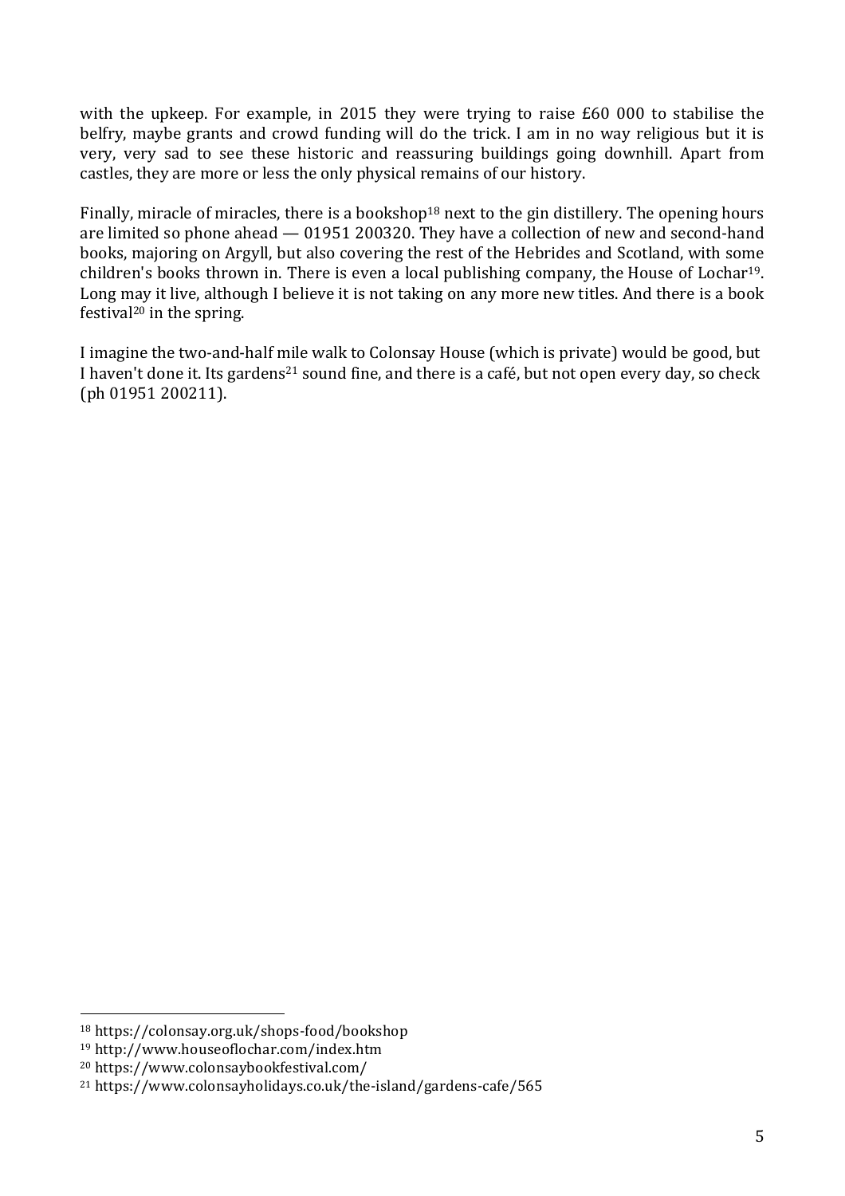with the upkeep. For example, in 2015 they were trying to raise £60 000 to stabilise the belfry, maybe grants and crowd funding will do the trick. I am in no way religious but it is very, very sad to see these historic and reassuring buildings going downhill. Apart from castles, they are more or less the only physical remains of our history.

Finally, miracle of miracles, there is a bookshop[18] next to the gin distillery. The opening hours are limited so phone ahead — 01951 200320. They have a collection of new and second-hand books, majoring on Argyll, but also covering the rest of the Hebrides and Scotland, with some children's books thrown in. There is even a local publishing company, the House of Lochar[19]. Long may it live, although I believe it is not taking on any more new titles. And there is a book festival[20] in the spring.

I imagine the two-and-half mile walk to Colonsay House (which is private) would be good, but I haven't done it. Its gardens[21] sound fine, and there is a café, but not open every day, so check (ph 01951 200211).

---

[18] https://colonsay.org.uk/shops-food/bookshop

[19] http://www.houseoflochar.com/index.htm

[20] https://www.colonsaybookfestival.com/

[21] https://www.colonsayholidays.co.uk/the-island/gardens-cafe/565